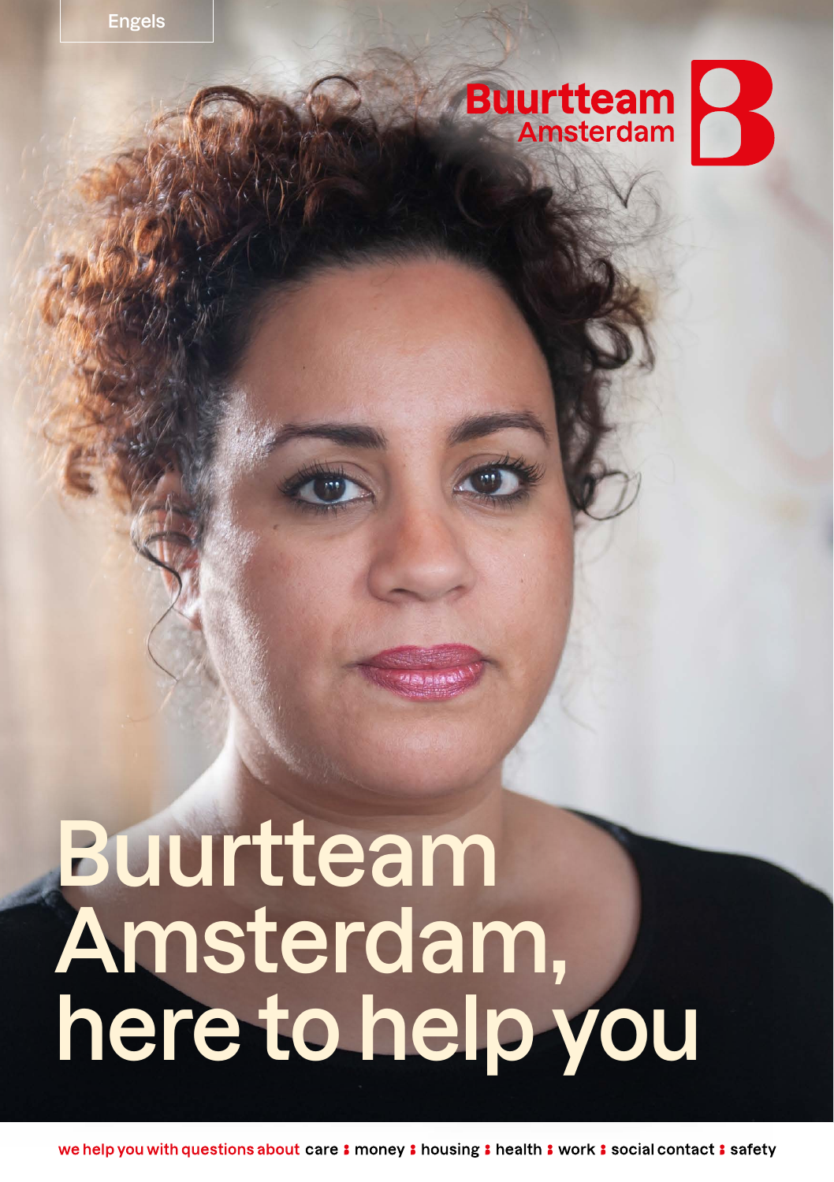Engels

Buurtteam Amsterdam

# Buurtteam Amsterdam, here to help you

we help you with questions about care : money : housing : health : work : social contact : safety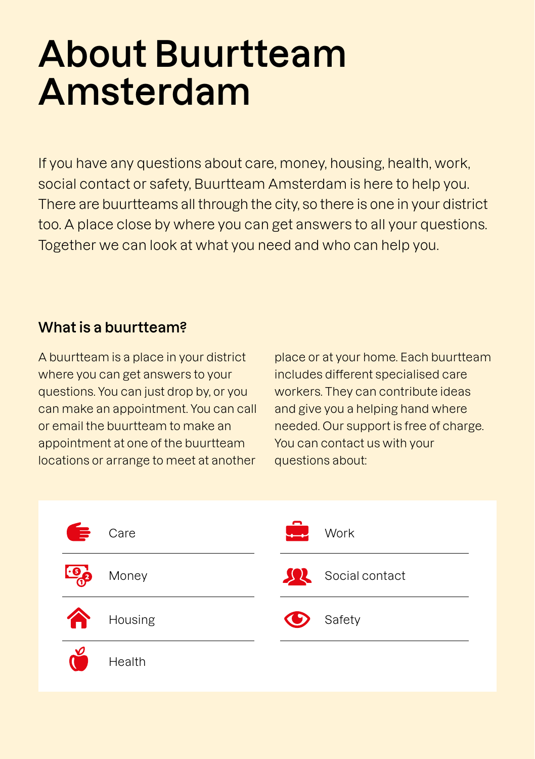# About Buurtteam Amsterdam

If you have any questions about care, money, housing, health, work, social contact or safety, Buurtteam Amsterdam is here to help you. There are buurtteams all through the city, so there is one in your district too. A place close by where you can get answers to all your questions. Together we can look at what you need and who can help you.

### What is a buurtteam?

A buurtteam is a place in your district where you can get answers to your questions. You can just drop by, or you can make an appointment. You can call or email the buurtteam to make an appointment at one of the buurtteam locations or arrange to meet at another place or at your home. Each buurtteam includes different specialised care workers. They can contribute ideas and give you a helping hand where needed. Our support is free of charge. You can contact us with your questions about:

- Care
- Money
- Housing
- Health
- Work
- Social contact
- Safety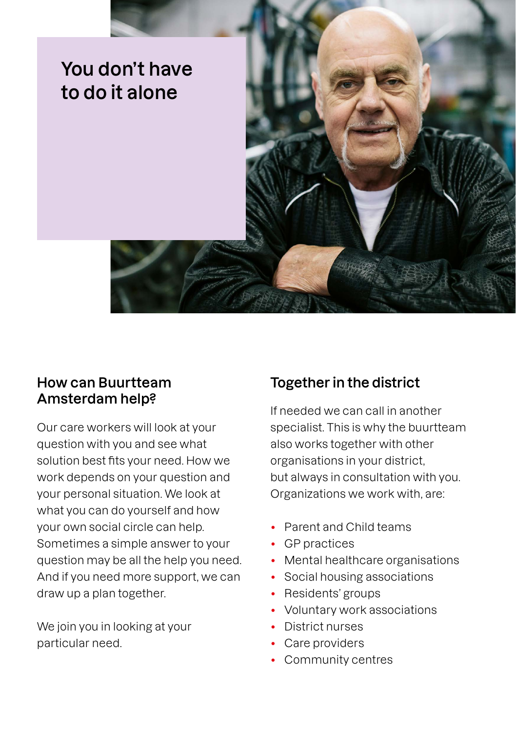# You don't have to do it alone

## How can Buurtteam Amsterdam help?

Our care workers will look at your question with you and see what solution best fits your need. How we work depends on your question and your personal situation. We look at what you can do yourself and how your own social circle can help. Sometimes a simple answer to your question may be all the help you need. And if you need more support, we can draw up a plan together.

We join you in looking at your particular need.

## Together in the district

If needed we can call in another specialist. This is why the buurtteam also works together with other organisations in your district, but always in consultation with you. Organizations we work with, are:

- Parent and Child teams
- GP practices
- Mental healthcare organisations
- Social housing associations
- Residents' groups
- Voluntary work associations
- District nurses
- Care providers
- Community centres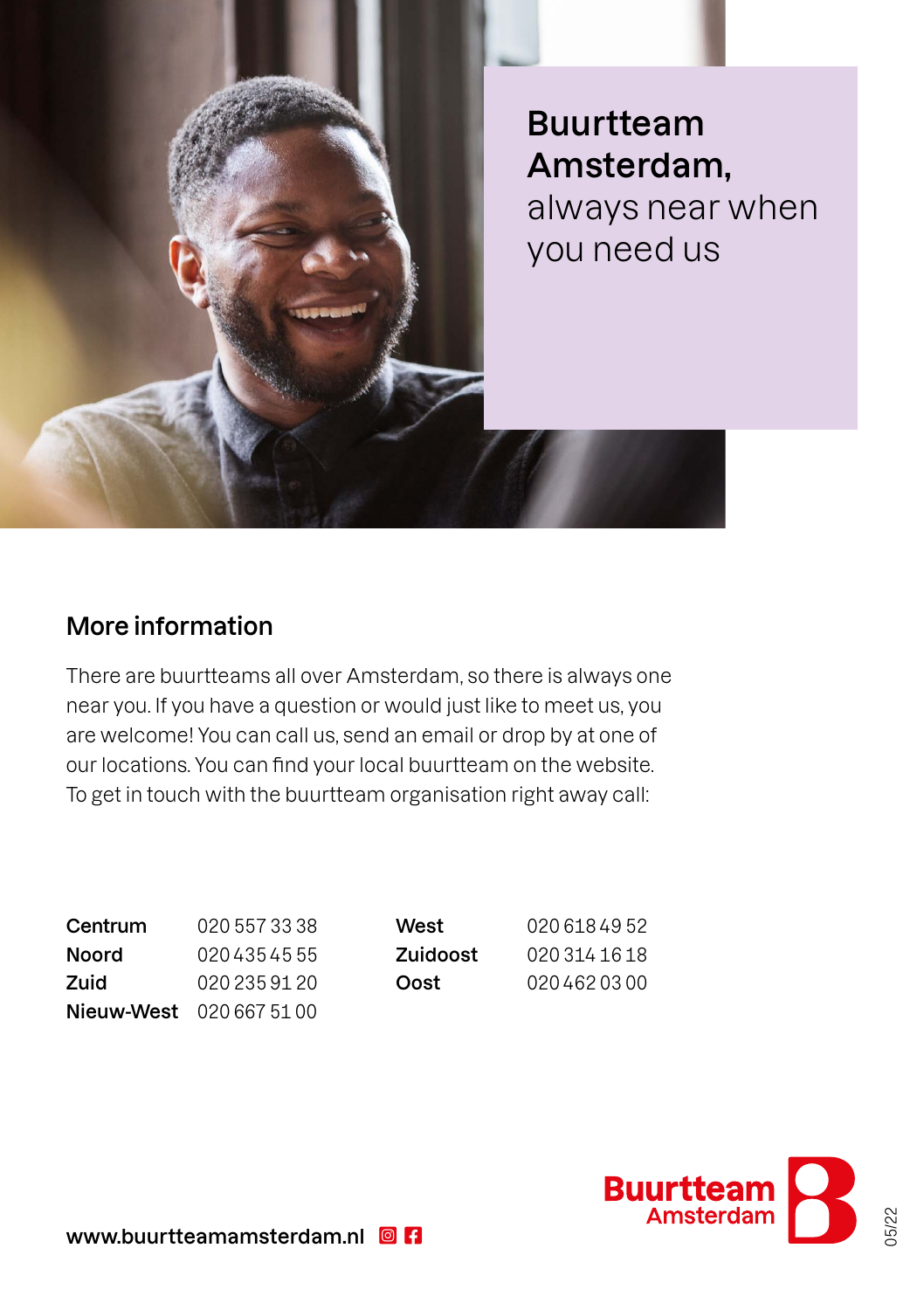**Buurtteam Amsterdam,** always near when you need us

## More information

There are buurtteams all over Amsterdam, so there is always one near you. If you have a question or would just like to meet us, you are welcome! You can call us, send an email or drop by at one of our locations. You can find your local buurtteam on the website. To get in touch with the buurtteam organisation right away call:

| | | | |
|---|---|---|---|
| **Centrum** | 020 557 33 38 | **West** | 020 618 49 52 |
| **Noord** | 020 435 45 55 | **Zuidoost** | 020 314 16 18 |
| **Zuid** | 020 235 91 20 | **Oost** | 020 462 03 00 |
| **Nieuw-West** | 020 667 51 00 | | |

**www.buurtteamamsterdam.nl**

Buurtteam Amsterdam

05/22